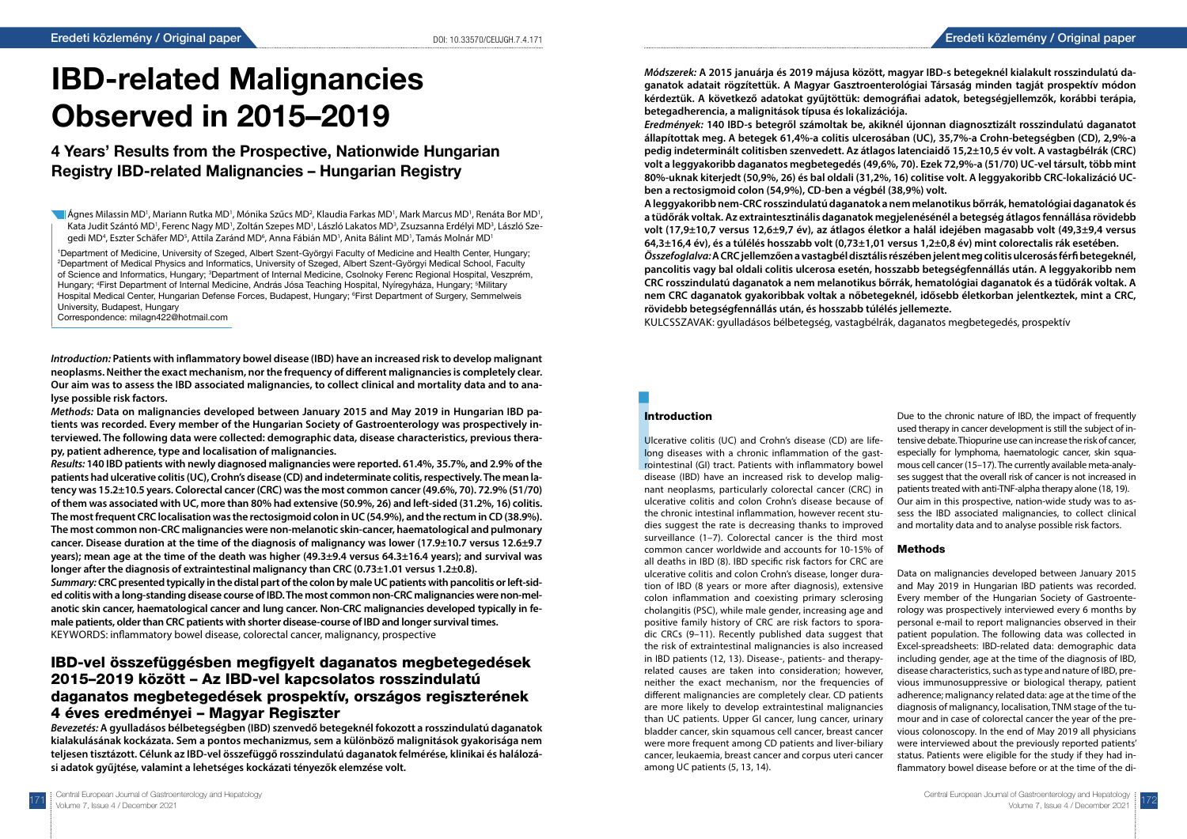# IBD-related Malignancies Observed in 2015–2019

## 4 Years' Results from the Prospective, Nationwide Hungarian Registry IBD-related Malignancies – Hungarian Registry

Ágnes Milassin MD[1], Mariann Rutka MD[1], Mónika Szűcs MD[2], Klaudia Farkas MD[1], Mark Marcus MD[1], Renáta Bor MD[1], Kata Judit Szántó MD[1], Ferenc Nagy MD[1], Zoltán Szepes MD[1], László Lakatos MD[3], Zsuzsanna Erdélyi MD[3], László Szegedi MD[4], Eszter Schäfer MD[5], Attila Zaránd MD[6], Anna Fábián MD[1], Anita Bálint MD[1], Tamás Molnár MD[1]

[1]Department of Medicine, University of Szeged, Albert Szent-Györgyi Faculty of Medicine and Health Center, Hungary; [2]Department of Medical Physics and Informatics, University of Szeged, Albert Szent-Györgyi Medical School, Faculty of Science and Informatics, Hungary; [3]Department of Internal Medicine, Csolnoky Ferenc Regional Hospital, Veszprém, Hungary; [4]First Department of Internal Medicine, András Jósa Teaching Hospital, Nyíregyháza, Hungary; [5]Military Hospital Medical Center, Hungarian Defense Forces, Budapest, Hungary; [6]First Department of Surgery, Semmelweis University, Budapest, Hungary

Correspondence: milagn422@hotmail.com

***Introduction:*** **Patients with inflammatory bowel disease (IBD) have an increased risk to develop malignant neoplasms. Neither the exact mechanism, nor the frequency of different malignancies is completely clear. Our aim was to assess the IBD associated malignancies, to collect clinical and mortality data and to analyse possible risk factors.**

***Methods:*** **Data on malignancies developed between January 2015 and May 2019 in Hungarian IBD patients was recorded. Every member of the Hungarian Society of Gastroenterology was prospectively interviewed. The following data were collected: demographic data, disease characteristics, previous therapy, patient adherence, type and localisation of malignancies.**

***Results:*** **140 IBD patients with newly diagnosed malignancies were reported. 61.4%, 35.7%, and 2.9% of the patients had ulcerative colitis (UC), Crohn's disease (CD) and indeterminate colitis, respectively. The mean latency was 15.2±10.5 years. Colorectal cancer (CRC) was the most common cancer (49.6%, 70). 72.9% (51/70) of them was associated with UC, more than 80% had extensive (50.9%, 26) and left-sided (31.2%, 16) colitis. The most frequent CRC localisation was the rectosigmoid colon in UC (54.9%), and the rectum in CD (38.9%). The most common non-CRC malignancies were non-melanotic skin-cancer, haematological and pulmonary cancer. Disease duration at the time of the diagnosis of malignancy was lower (17.9±10.7 versus 12.6±9.7 years); mean age at the time of the death was higher (49.3±9.4 versus 64.3±16.4 years); and survival was longer after the diagnosis of extraintestinal malignancy than CRC (0.73±1.01 versus 1.2±0.8).**

***Summary:*** **CRC presented typically in the distal part of the colon by male UC patients with pancolitis or left-sided colitis with a long-standing disease course of IBD. The most common non-CRC malignancies were non-melanotic skin cancer, haematological cancer and lung cancer. Non-CRC malignancies developed typically in female patients, older than CRC patients with shorter disease-course of IBD and longer survival times.**

KEYWORDS: inflammatory bowel disease, colorectal cancer, malignancy, prospective

## IBD-vel összefüggésben megfigyelt daganatos megbetegedések 2015–2019 között – Az IBD-vel kapcsolatos rosszindulatú daganatos megbetegedések prospektív, országos regiszterének 4 éves eredményei – Magyar Regiszter

***Bevezetés:*** **A gyulladásos bélbetegségben (IBD) szenvedő betegeknél fokozott a rosszindulatú daganatok kialakulásának kockázata. Sem a pontos mechanizmus, sem a különböző malignitások gyakorisága nem teljesen tisztázott. Célunk az IBD-vel összefüggő rosszindulatú daganatok felmérése, klinikai és halálozási adatok gyűjtése, valamint a lehetséges kockázati tényezők elemzése volt.**

***Módszerek:*** **A 2015 januárja és 2019 májusa között, magyar IBD-s betegeknél kialakult rosszindulatú daganatok adatait rögzítettük. A Magyar Gasztroenterológiai Társaság minden tagját prospektív módon kérdeztük. A következő adatokat gyűjtöttük: demográfiai adatok, betegségjellemzők, korábbi terápia, betegadherencia, a malignitások típusa és lokalizációja.**

***Eredmények:*** **140 IBD-s betegről számoltak be, akiknél újonnan diagnosztizált rosszindulatú daganatot állapítottak meg. A betegek 61,4%-a colitis ulcerosában (UC), 35,7%-a Crohn-betegségben (CD), 2,9%-a pedig indeterminált colitisben szenvedett. Az átlagos latenciaidő 15,2±10,5 év volt. A vastagbélrák (CRC) volt a leggyakoribb daganatos megbetegedés (49,6%, 70). Ezek 72,9%-a (51/70) UC-vel társult, több mint 80%-uknak kiterjedt (50,9%, 26) és bal oldali (31,2%, 16) colitise volt. A leggyakoribb CRC-lokalizáció UC-ben a rectosigmoid colon (54,9%), CD-ben a végbél (38,9%) volt.**

**A leggyakoribb nem-CRC rosszindulatú daganatok a nem melanotikus bőrrák, hematológiai daganatok és a tüdőrák voltak. Az extraintesztinális daganatok megjelenésénél a betegség átlagos fennállása rövidebb volt (17,9±10,7 versus 12,6±9,7 év), az átlagos életkor a halál idejében magasabb volt (49,3±9,4 versus 64,3±16,4 év), és a túlélés hosszabb volt (0,73±1,01 versus 1,2±0,8 év) mint colorectalis rák esetében.**

***Összefoglalva:*** **A CRC jellemzően a vastagbél disztális részében jelent meg colitis ulcerosás férfi betegeknél, pancolitis vagy bal oldali colitis ulcerosa esetén, hosszabb betegségfennállás után. A leggyakoribb nem CRC rosszindulatú daganatok a nem melanotikus bőrrák, hematológiai daganatok és a tüdőrák voltak. A nem CRC daganatok gyakoribbak voltak a nőbetegeknél, idősebb életkorban jelentkeztek, mint a CRC, rövidebb betegségfennállás után, és hosszabb túlélés jellemezte.**

KULCSSZAVAK: gyulladásos bélbetegség, vastagbélrák, daganatos megbetegedés, prospektív

### Introduction

Ulcerative colitis (UC) and Crohn's disease (CD) are life-long diseases with a chronic inflammation of the gastrointestinal (GI) tract. Patients with inflammatory bowel disease (IBD) have an increased risk to develop malignant neoplasms, particularly colorectal cancer (CRC) in ulcerative colitis and colon Crohn's disease because of the chronic intestinal inflammation, however recent studies suggest the rate is decreasing thanks to improved surveillance (1–7). Colorectal cancer is the third most common cancer worldwide and accounts for 10-15% of all deaths in IBD (8). IBD specific risk factors for CRC are ulcerative colitis and colon Crohn's disease, longer duration of IBD (8 years or more after diagnosis), extensive colon inflammation and coexisting primary sclerosing cholangitis (PSC), while male gender, increasing age and positive family history of CRC are risk factors to sporadic CRCs (9–11). Recently published data suggest that the risk of extraintestinal malignancies is also increased in IBD patients (12, 13). Disease-, patients- and therapy-related causes are taken into consideration; however, neither the exact mechanism, nor the frequencies of different malignancies are completely clear. CD patients are more likely to develop extraintestinal malignancies than UC patients. Upper GI cancer, lung cancer, urinary bladder cancer, skin squamous cell cancer, breast cancer were more frequent among CD patients and liver-biliary cancer, leukaemia, breast cancer and corpus uteri cancer among UC patients (5, 13, 14).

Due to the chronic nature of IBD, the impact of frequently used therapy in cancer development is still the subject of intensive debate. Thiopurine use can increase the risk of cancer, especially for lymphoma, haematologic cancer, skin squamous cell cancer (15–17). The currently available meta-analyses suggest that the overall risk of cancer is not increased in patients treated with anti-TNF-alpha therapy alone (18, 19). Our aim in this prospective, nation-wide study was to assess the IBD associated malignancies, to collect clinical and mortality data and to analyse possible risk factors.

### Methods

Data on malignancies developed between January 2015 and May 2019 in Hungarian IBD patients was recorded. Every member of the Hungarian Society of Gastroenterology was prospectively interviewed every 6 months by personal e-mail to report malignancies observed in their patient population. The following data was collected in Excel-spreadsheets: IBD-related data: demographic data including gender, age at the time of the diagnosis of IBD, disease characteristics, such as type and nature of IBD, previous immunosuppressive or biological therapy, patient adherence; malignancy related data: age at the time of the diagnosis of malignancy, localisation, TNM stage of the tumour and in case of colorectal cancer the year of the previous colonoscopy. In the end of May 2019 all physicians were interviewed about the previously reported patients' status. Patients were eligible for the study if they had inflammatory bowel disease before or at the time of the di-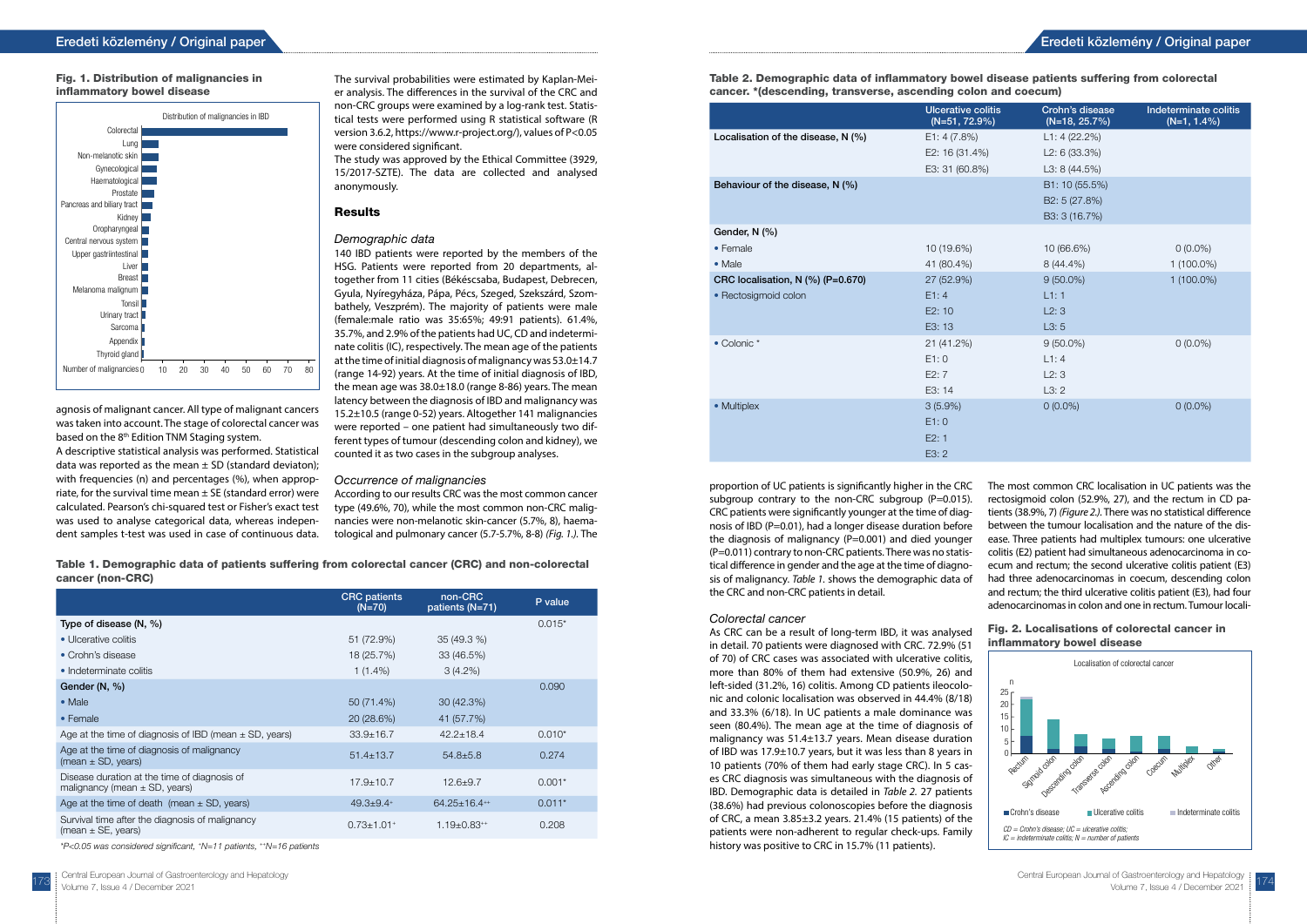**Fig. 1. Distribution of malignancies in inflammatory bowel disease**

agnosis of malignant cancer. All type of malignant cancers was taken into account. The stage of colorectal cancer was based on the 8th Edition TNM Staging system.

A descriptive statistical analysis was performed. Statistical data was reported as the mean ± SD (standard deviaton); with frequencies (n) and percentages (%), when appropriate, for the survival time mean ± SE (standard error) were calculated. Pearson's chi-squared test or Fisher's exact test was used to analyse categorical data, whereas independent samples t-test was used in case of continuous data.

The survival probabilities were estimated by Kaplan-Meier analysis. The differences in the survival of the CRC and non-CRC groups were examined by a log-rank test. Statistical tests were performed using R statistical software (R version 3.6.2, https://www.r-project.org/), values of P<0.05 were considered significant.

The study was approved by the Ethical Committee (3929, 15/2017-SZTE). The data are collected and analysed anonymously.

## Results

### *Demographic data*

140 IBD patients were reported by the members of the HSG. Patients were reported from 20 departments, altogether from 11 cities (Békéscsaba, Budapest, Debrecen, Gyula, Nyíregyháza, Pápa, Pécs, Szeged, Szekszárd, Szombathely, Veszprém). The majority of patients were male (female:male ratio was 35:65%; 49:91 patients). 61.4%, 35.7%, and 2.9% of the patients had UC, CD and indeterminate colitis (IC), respectively. The mean age of the patients at the time of initial diagnosis of malignancy was 53.0±14.7 (range 14-92) years. At the time of initial diagnosis of IBD, the mean age was 38.0±18.0 (range 8-86) years. The mean latency between the diagnosis of IBD and malignancy was 15.2±10.5 (range 0-52) years. Altogether 141 malignancies were reported – one patient had simultaneously two different types of tumour (descending colon and kidney), we counted it as two cases in the subgroup analyses.

### *Occurrence of malignancies*

According to our results CRC was the most common cancer type (49.6%, 70), while the most common non-CRC malignancies were non-melanotic skin-cancer (5.7%, 8), haematological and pulmonary cancer (5.7-5.7%, 8-8) *(Fig. 1.)*. The proportion of UC patients is significantly higher in the CRC subgroup contrary to the non-CRC subgroup (P=0.015). CRC patients were significantly younger at the time of diagnosis of IBD (P=0.01), had a longer disease duration before the diagnosis of malignancy (P=0.001) and died younger (P=0.011) contrary to non-CRC patients. There was no statistical difference in gender and the age at the time of diagnosis of malignancy. *Table 1.* shows the demographic data of the CRC and non-CRC patients in detail.

**Table 1. Demographic data of patients suffering from colorectal cancer (CRC) and non-colorectal cancer (non-CRC)**

| | CRC patients (N=70) | non-CRC patients (N=71) | P value |
|---|---|---|---|
| Type of disease (N, %) | | | 0.015* |
| • Ulcerative colitis | 51 (72.9%) | 35 (49.3 %) | |
| • Crohn's disease | 18 (25.7%) | 33 (46.5%) | |
| • Indeterminate colitis | 1 (1.4%) | 3 (4.2%) | |
| Gender (N, %) | | | 0.090 |
| • Male | 50 (71.4%) | 30 (42.3%) | |
| • Female | 20 (28.6%) | 41 (57.7%) | |
| Age at the time of diagnosis of IBD (mean ± SD, years) | 33.9±16.7 | 42.2±18.4 | 0.010* |
| Age at the time of diagnosis of malignancy (mean ± SD, years) | 51.4±13.7 | 54.8±5.8 | 0.274 |
| Disease duration at the time of diagnosis of malignancy (mean ± SD, years) | 17.9±10.7 | 12.6±9.7 | 0.001* |
| Age at the time of death (mean ± SD, years) | 49.3±9.4+ | 64.25±16.4++ | 0.011* |
| Survival time after the diagnosis of malignancy (mean ± SE, years) | 0.73±1.01+ | 1.19±0.83++ | 0.208 |

*P<0.05 was considered significant, +N=11 patients, ++N=16 patients*

**Table 2. Demographic data of inflammatory bowel disease patients suffering from colorectal cancer. \*(descending, transverse, ascending colon and coecum)**

| | Ulcerative colitis (N=51, 72.9%) | Crohn's disease (N=18, 25.7%) | Indeterminate colitis (N=1, 1.4%) |
|---|---|---|---|
| Localisation of the disease, N (%) | E1: 4 (7.8%) | L1: 4 (22.2%) | |
| | E2: 16 (31.4%) | L2: 6 (33.3%) | |
| | E3: 31 (60.8%) | L3: 8 (44.5%) | |
| Behaviour of the disease, N (%) | | B1: 10 (55.5%) | |
| | | B2: 5 (27.8%) | |
| | | B3: 3 (16.7%) | |
| Gender, N (%) | | | |
| • Female | 10 (19.6%) | 10 (66.6%) | 0 (0.0%) |
| • Male | 41 (80.4%) | 8 (44.4%) | 1 (100.0%) |
| CRC localisation, N (%) (P=0.670) | 27 (52.9%) | 9 (50.0%) | 1 (100.0%) |
| • Rectosigmoid colon | E1: 4 | L1: 1 | |
| | E2: 10 | L2: 3 | |
| | E3: 13 | L3: 5 | |
| • Colonic * | 21 (41.2%) | 9 (50.0%) | 0 (0.0%) |
| | E1: 0 | L1: 4 | |
| | E2: 7 | L2: 3 | |
| | E3: 14 | L3: 2 | |
| • Multiplex | 3 (5.9%) | 0 (0.0%) | 0 (0.0%) |
| | E1: 0 | | |
| | E2: 1 | | |
| | E3: 2 | | |

### *Colorectal cancer*

As CRC can be a result of long-term IBD, it was analysed in detail. 70 patients were diagnosed with CRC. 72.9% (51 of 70) of CRC cases was associated with ulcerative colitis, more than 80% of them had extensive (50.9%, 26) and left-sided (31.2%, 16) colitis. Among CD patients ileocolonic and colonic localisation was observed in 44.4% (8/18) and 33.3% (6/18). In UC patients a male dominance was seen (80.4%). The mean age at the time of diagnosis of malignancy was 51.4±13.7 years. The mean disease duration of IBD was 17.9±10.7 years, but it was less than 8 years in 10 patients (70% of them had early stage CRC). In 5 cases CRC diagnosis was simultaneous with the diagnosis of IBD. Demographic data is detailed in *Table 2.* 27 patients (38.6%) had previous colonoscopies before the diagnosis of CRC, a mean 3.85±3.2 years. 21.4% (15 patients) of the patients were non-adherent to regular check-ups. Family history was positive to CRC in 15.7% (11 patients).

The most common CRC localisation in UC patients was the rectosigmoid colon (52.9%, 27), and the rectum in CD patients (38.9%, 7) *(Figure 2.)*. There was no statistical difference between the tumour localisation and the nature of the disease. Three patients had multiplex tumours: one ulcerative colitis (E2) patient had simultaneous adenocarcinoma in coecum and rectum; the second ulcerative colitis patient (E3) had three adenocarcinomas in coecum, descending colon and rectum; the third ulcerative colitis patient (E3), had four adenocarcinomas in colon and one in rectum. Tumour locali-

**Fig. 2. Localisations of colorectal cancer in inflammatory bowel disease**

*CD = Crohn's disease; UC = ulcerative colitis; IC = indeterminate colitis; N = number of patients*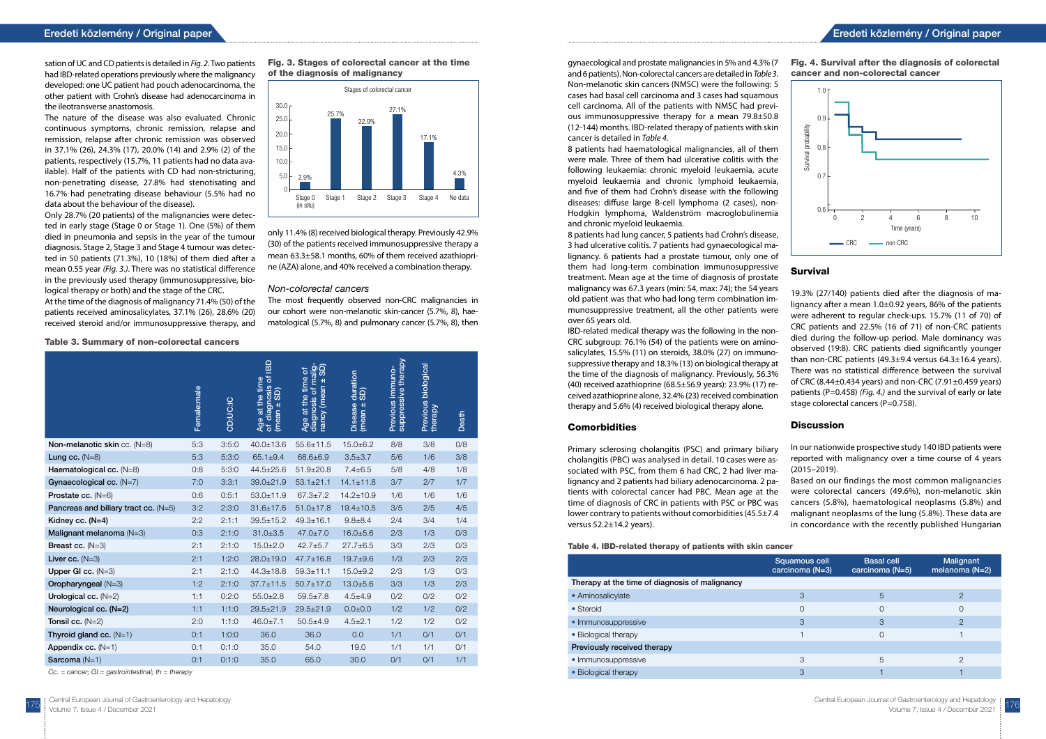sation of UC and CD patients is detailed in *Fig. 2.* Two patients had IBD-related operations previously where the malignancy developed: one UC patient had pouch adenocarcinoma, the other patient with Crohn's disease had adenocarcinoma in the ileotransverse anastomosis.

The nature of the disease was also evaluated. Chronic continuous symptoms, chronic remission, relapse and remission, relapse after chronic remission was observed in 37.1% (26), 24.3% (17), 20.0% (14) and 2.9% (2) of the patients, respectively (15.7%, 11 patients had no data available). Half of the patients with CD had non-stricturing, non-penetrating disease, 27.8% had stenotisating and 16.7% had penetrating disease behaviour (5.5% had no data about the behaviour of the disease).

Only 28.7% (20 patients) of the malignancies were detected in early stage (Stage 0 or Stage 1). One (5%) of them died in pneumonia and sepsis in the year of the tumour diagnosis. Stage 2, Stage 3 and Stage 4 tumour was detected in 50 patients (71.3%), 10 (18%) of them died after a mean 0.55 year *(Fig. 3.)*. There was no statistical difference in the previously used therapy (immunosuppressive, biological therapy or both) and the stage of the CRC.

At the time of the diagnosis of malignancy 71.4% (50) of the patients received aminosalicylates, 37.1% (26), 28.6% (20) received steroid and/or immunosuppressive therapy, and only 11.4% (8) received biological therapy. Previously 42.9% (30) of the patients received immunosuppressive therapy a mean 63.3±58.1 months, 60% of them received azathioprine (AZA) alone, and 40% received a combination therapy.

**Fig. 3. Stages of colorectal cancer at the time of the diagnosis of malignancy**

Stages of colorectal cancer

| Stage | % |
|---|---|
| Stage 0 (in situ) | 2.9% |
| Stage 1 | 25.7% |
| Stage 2 | 22.9% |
| Stage 3 | 27.1% |
| Stage 4 | 17.1% |
| No data | 4.3% |

### Non-colorectal cancers

The most frequently observed non-CRC malignancies in our cohort were non-melanotic skin-cancer (5.7%, 8), haematological (5.7%, 8) and pulmonary cancer (5.7%, 8), then gynaecological and prostate malignancies in 5% and 4.3% (7 and 6 patients). Non-colorectal cancers are detailed in *Table 3*. Non-melanotic skin cancers (NMSC) were the following: 5 cases had basal cell carcinoma and 3 cases had squamous cell carcinoma. All of the patients with NMSC had previous immunosuppressive therapy for a mean 79.8±50.8 (12-144) months. IBD-related therapy of patients with skin cancer is detailed in *Table 4.*

8 patients had haematological malignancies, all of them were male. Three of them had ulcerative colitis with the following leukaemia: chronic myeloid leukaemia, acute myeloid leukaemia and chronic lymphoid leukaemia, and five of them had Crohn's disease with the following diseases: diffuse large B-cell lymphoma (2 cases), non-Hodgkin lymphoma, Waldenström macroglobulinemia and chronic myeloid leukaemia.

8 patients had lung cancer, 5 patients had Crohn's disease, 3 had ulcerative colitis. 7 patients had gynaecological malignancy. 6 patients had a prostate tumour, only one of them had long-term combination immunosuppressive treatment. Mean age at the time of diagnosis of prostate malignancy was 67.3 years (min: 54, max: 74); the 54 years old patient was that who had long term combination immunosuppressive treatment, all the other patients were over 65 years old.

IBD-related medical therapy was the following in the non-CRC subgroup: 76.1% (54) of the patients were on aminosalicylates, 15.5% (11) on steroids, 38.0% (27) on immunosuppressive therapy and 18.3% (13) on biological therapy at the time of the diagnosis of malignancy. Previously, 56.3% (40) received azathioprine (68.5±56.9 years): 23.9% (17) received azathioprine alone, 32.4% (23) received combination therapy and 5.6% (4) received biological therapy alone.

**Table 3. Summary of non-colorectal cancers**

| | Female:male | CD:UC:IC | Age at the time of diagnosis of IBD (mean ± SD) | Age at the time of diagnosis of malignancy (mean ± SD) | Disease duration (mean ± SD) | Previous immunosuppressive therapy | Previous biological therapy | Death |
|---|---|---|---|---|---|---|---|---|
| **Non-melanotic skin** cc. (N=8) | 5:3 | 3:5:0 | 40.0±13.6 | 55.6±11.5 | 15.0±6.2 | 8/8 | 3/8 | 0/8 |
| **Lung cc.** (N=8) | 5:3 | 5:3:0 | 65.1±9.4 | 68.6±6.9 | 3.5±3.7 | 5/6 | 1/6 | 3/8 |
| **Haematological cc.** (N=8) | 0:8 | 5:3:0 | 44.5±25.6 | 51.9±20.8 | 7.4±6.5 | 5/8 | 4/8 | 1/8 |
| **Gynaecological cc.** (N=7) | 7:0 | 3:3:1 | 39.0±21.9 | 53.1±21.1 | 14.1±11.8 | 3/7 | 2/7 | 1/7 |
| **Prostate cc.** (N=6) | 0:6 | 0:5:1 | 53.0±11.9 | 67.3±7.2 | 14.2±10.9 | 1/6 | 1/6 | 1/6 |
| **Pancreas and biliary tract cc.** (N=5) | 3:2 | 2:3:0 | 31.6±17.6 | 51.0±17.8 | 19.4±10.5 | 3/5 | 2/5 | 4/5 |
| **Kidney cc. (N=4)** | 2:2 | 2:1:1 | 39.5±15.2 | 49.3±16.1 | 9.8±8.4 | 2/4 | 3/4 | 1/4 |
| **Malignant melanoma** (N=3) | 0:3 | 2:1:0 | 31.0±3.5 | 47.0±7.0 | 16.0±5.6 | 2/3 | 1/3 | 0/3 |
| **Breast cc.** (N=3) | 2:1 | 2:1:0 | 15.0±2.0 | 42.7±5.7 | 27.7±6.5 | 3/3 | 2/3 | 0/3 |
| **Liver cc.** (N=3) | 2:1 | 1:2:0 | 28.0±19.0 | 47.7±16.8 | 19.7±9.6 | 1/3 | 2/3 | 2/3 |
| **Upper GI cc.** (N=3) | 2:1 | 2:1:0 | 44.3±18.8 | 59.3±11.1 | 15.0±9.2 | 2/3 | 1/3 | 0/3 |
| **Oropharyngeal** (N=3) | 1:2 | 2:1:0 | 37.7±11.5 | 50.7±17.0 | 13.0±5.6 | 3/3 | 1/3 | 2/3 |
| **Urological cc.** (N=2) | 1:1 | 0:2:0 | 55.0±2.8 | 59.5±7.8 | 4.5±4.9 | 0/2 | 0/2 | 0/2 |
| **Neurological cc. (N=2)** | 1:1 | 1:1:0 | 29.5±21.9 | 29.5±21.9 | 0.0±0.0 | 1/2 | 1/2 | 0/2 |
| **Tonsil cc.** (N=2) | 2:0 | 1:1:0 | 46.0±7.1 | 50.5±4.9 | 4.5±2.1 | 1/2 | 1/2 | 0/2 |
| **Thyroid gland cc.** (N=1) | 0:1 | 1:0:0 | 36.0 | 36.0 | 0.0 | 1/1 | 0/1 | 0/1 |
| **Appendix cc.** (N=1) | 0:1 | 0:1:0 | 35.0 | 54.0 | 19.0 | 1/1 | 1/1 | 0/1 |
| **Sarcoma** (N=1) | 0:1 | 0:1:0 | 35.0 | 65.0 | 30.0 | 0/1 | 0/1 | 1/1 |

*Cc. = cancer; GI = gastrointestinal; th = therapy*

## Comorbidities

Primary sclerosing cholangitis (PSC) and primary biliary cholangitis (PBC) was analysed in detail. 10 cases were associated with PSC, from them 6 had CRC, 2 had liver malignancy and 2 patients had biliary adenocarcinoma. 2 patients with colorectal cancer had PBC. Mean age at the time of diagnosis of CRC in patients with PSC or PBC was lower contrary to patients without comorbidities (45.5±7.4 versus 52.2±14.2 years).

**Table 4. IBD-related therapy of patients with skin cancer**

| | Squamous cell carcinoma (N=3) | Basal cell carcinoma (N=5) | Malignant melanoma (N=2) |
|---|---|---|---|
| **Therapy at the time of diagnosis of malignancy** | | | |
| • Aminosalicylate | 3 | 5 | 2 |
| • Steroid | 0 | 0 | 0 |
| • Immunosuppressive | 3 | 3 | 2 |
| • Biological therapy | 1 | 0 | 1 |
| **Previously received therapy** | | | |
| • Immunosuppressive | 3 | 5 | 2 |
| • Biological therapy | 3 | 1 | 1 |

**Fig. 4. Survival after the diagnosis of colorectal cancer and non-colorectal cancer**

Survival probability vs. Time (years); legend: CRC, non CRC

## Survival

19.3% (27/140) patients died after the diagnosis of malignancy after a mean 1.0±0.92 years, 86% of the patients were adherent to regular check-ups. 15.7% (11 of 70) of CRC patients and 22.5% (16 of 71) of non-CRC patients died during the follow-up period. Male dominancy was observed (19:8). CRC patients died significantly younger than non-CRC patients (49.3±9.4 versus 64.3±16.4 years). There was no statistical difference between the survival of CRC (8.44±0.434 years) and non-CRC (7.91±0.459 years) patients (P=0.458) *(Fig. 4.)* and the survival of early or late stage colorectal cancers (P=0.758).

## Discussion

In our nationwide prospective study 140 IBD patients were reported with malignancy over a time course of 4 years (2015–2019).

Based on our findings the most common malignancies were colorectal cancers (49.6%), non-melanotic skin cancers (5.8%), haematological neoplasms (5.8%) and malignant neoplasms of the lung (5.8%). These data are in concordance with the recently published Hungarian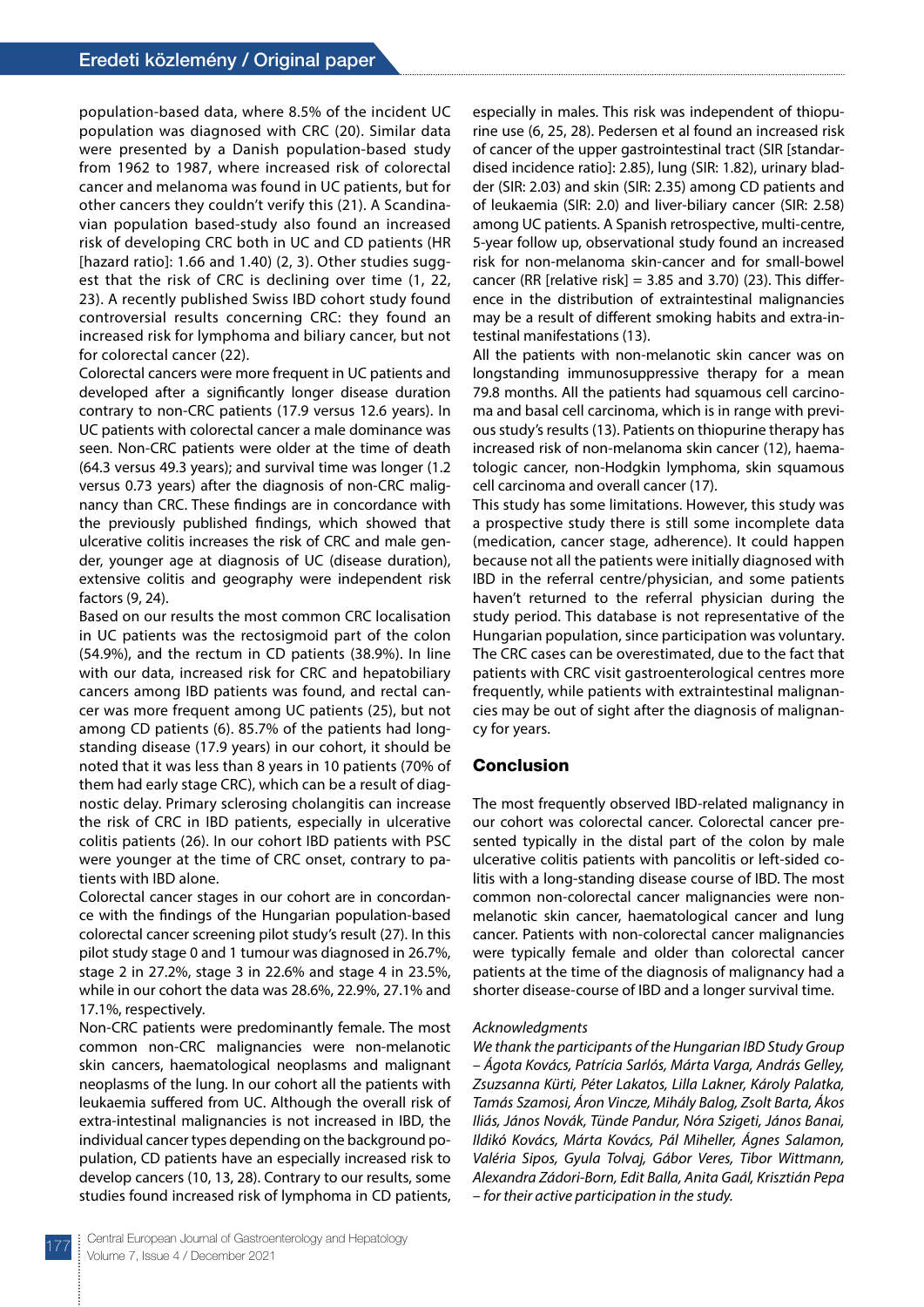population-based data, where 8.5% of the incident UC population was diagnosed with CRC (20). Similar data were presented by a Danish population-based study from 1962 to 1987, where increased risk of colorectal cancer and melanoma was found in UC patients, but for other cancers they couldn't verify this (21). A Scandinavian population based-study also found an increased risk of developing CRC both in UC and CD patients (HR [hazard ratio]: 1.66 and 1.40) (2, 3). Other studies suggest that the risk of CRC is declining over time (1, 22, 23). A recently published Swiss IBD cohort study found controversial results concerning CRC: they found an increased risk for lymphoma and biliary cancer, but not for colorectal cancer (22).

Colorectal cancers were more frequent in UC patients and developed after a significantly longer disease duration contrary to non-CRC patients (17.9 versus 12.6 years). In UC patients with colorectal cancer a male dominance was seen. Non-CRC patients were older at the time of death (64.3 versus 49.3 years); and survival time was longer (1.2 versus 0.73 years) after the diagnosis of non-CRC malignancy than CRC. These findings are in concordance with the previously published findings, which showed that ulcerative colitis increases the risk of CRC and male gender, younger age at diagnosis of UC (disease duration), extensive colitis and geography were independent risk factors (9, 24).

Based on our results the most common CRC localisation in UC patients was the rectosigmoid part of the colon (54.9%), and the rectum in CD patients (38.9%). In line with our data, increased risk for CRC and hepatobiliary cancers among IBD patients was found, and rectal cancer was more frequent among UC patients (25), but not among CD patients (6). 85.7% of the patients had longstanding disease (17.9 years) in our cohort, it should be noted that it was less than 8 years in 10 patients (70% of them had early stage CRC), which can be a result of diagnostic delay. Primary sclerosing cholangitis can increase the risk of CRC in IBD patients, especially in ulcerative colitis patients (26). In our cohort IBD patients with PSC were younger at the time of CRC onset, contrary to patients with IBD alone.

Colorectal cancer stages in our cohort are in concordance with the findings of the Hungarian population-based colorectal cancer screening pilot study's result (27). In this pilot study stage 0 and 1 tumour was diagnosed in 26.7%, stage 2 in 27.2%, stage 3 in 22.6% and stage 4 in 23.5%, while in our cohort the data was 28.6%, 22.9%, 27.1% and 17.1%, respectively.

Non-CRC patients were predominantly female. The most common non-CRC malignancies were non-melanotic skin cancers, haematological neoplasms and malignant neoplasms of the lung. In our cohort all the patients with leukaemia suffered from UC. Although the overall risk of extra-intestinal malignancies is not increased in IBD, the individual cancer types depending on the background population, CD patients have an especially increased risk to develop cancers (10, 13, 28). Contrary to our results, some studies found increased risk of lymphoma in CD patients, especially in males. This risk was independent of thiopurine use (6, 25, 28). Pedersen et al found an increased risk of cancer of the upper gastrointestinal tract (SIR [standardised incidence ratio]: 2.85), lung (SIR: 1.82), urinary bladder (SIR: 2.03) and skin (SIR: 2.35) among CD patients and of leukaemia (SIR: 2.0) and liver-biliary cancer (SIR: 2.58) among UC patients. A Spanish retrospective, multi-centre, 5-year follow up, observational study found an increased risk for non-melanoma skin-cancer and for small-bowel cancer (RR [relative risk] = 3.85 and 3.70) (23). This difference in the distribution of extraintestinal malignancies may be a result of different smoking habits and extra-intestinal manifestations (13).

All the patients with non-melanotic skin cancer was on longstanding immunosuppressive therapy for a mean 79.8 months. All the patients had squamous cell carcinoma and basal cell carcinoma, which is in range with previous study's results (13). Patients on thiopurine therapy has increased risk of non-melanoma skin cancer (12), haematologic cancer, non-Hodgkin lymphoma, skin squamous cell carcinoma and overall cancer (17).

This study has some limitations. However, this study was a prospective study there is still some incomplete data (medication, cancer stage, adherence). It could happen because not all the patients were initially diagnosed with IBD in the referral centre/physician, and some patients haven't returned to the referral physician during the study period. This database is not representative of the Hungarian population, since participation was voluntary. The CRC cases can be overestimated, due to the fact that patients with CRC visit gastroenterological centres more frequently, while patients with extraintestinal malignancies may be out of sight after the diagnosis of malignancy for years.

## Conclusion

The most frequently observed IBD-related malignancy in our cohort was colorectal cancer. Colorectal cancer presented typically in the distal part of the colon by male ulcerative colitis patients with pancolitis or left-sided colitis with a long-standing disease course of IBD. The most common non-colorectal cancer malignancies were non-melanotic skin cancer, haematological cancer and lung cancer. Patients with non-colorectal cancer malignancies were typically female and older than colorectal cancer patients at the time of the diagnosis of malignancy had a shorter disease-course of IBD and a longer survival time.

*Acknowledgments*

*We thank the participants of the Hungarian IBD Study Group – Ágota Kovács, Patrícia Sarlós, Márta Varga, András Gelley, Zsuzsanna Kürti, Péter Lakatos, Lilla Lakner, Károly Palatka, Tamás Szamosi, Áron Vincze, Mihály Balog, Zsolt Barta, Ákos Iliás, János Novák, Tünde Pandur, Nóra Szigeti, János Banai, Ildikó Kovács, Márta Kovács, Pál Miheller, Ágnes Salamon, Valéria Sipos, Gyula Tolvaj, Gábor Veres, Tibor Wittmann, Alexandra Zádori-Born, Edit Balla, Anita Gaál, Krisztián Pepa – for their active participation in the study.*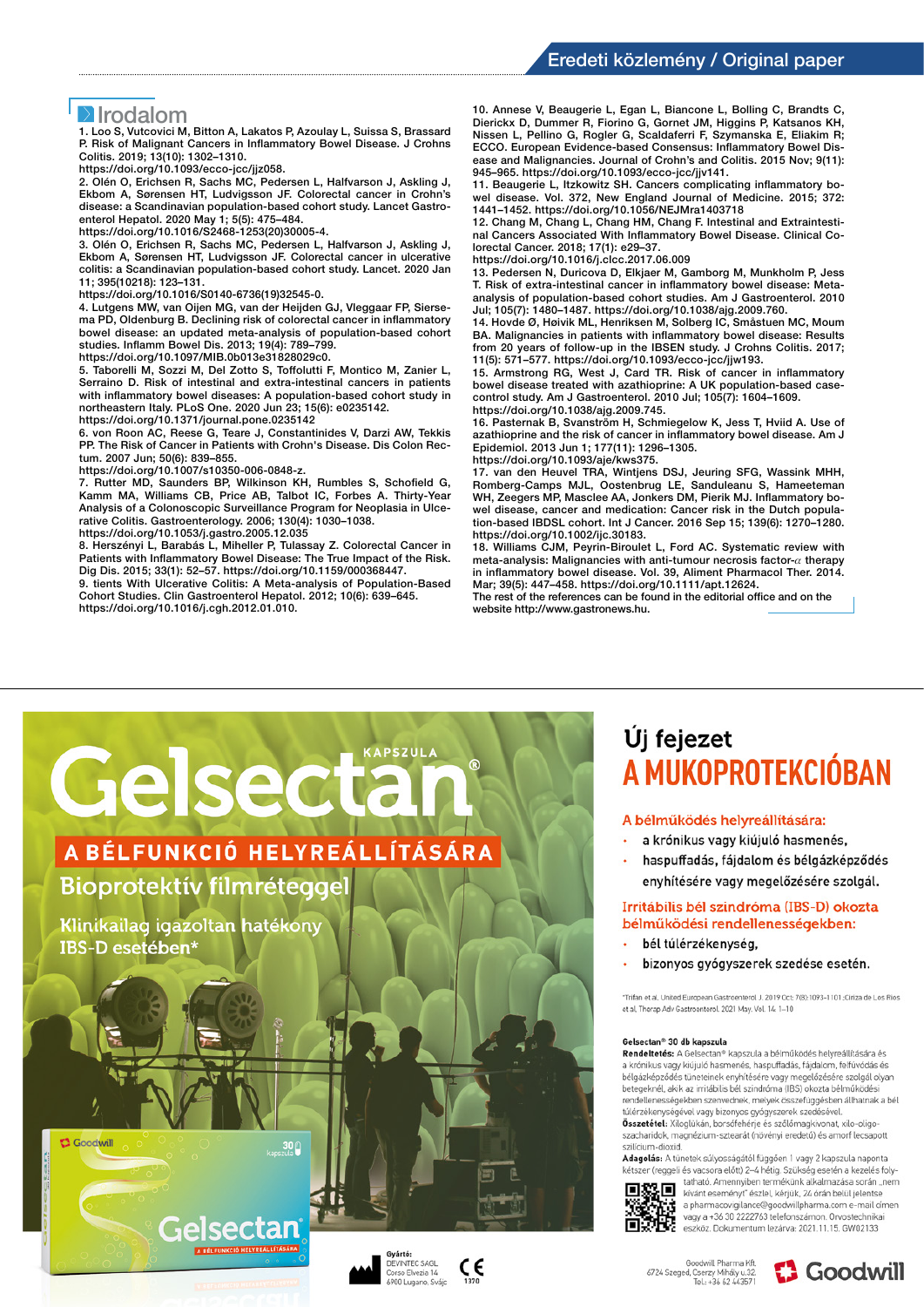# Irodalom

1. Loo S, Vutcovici M, Bitton A, Lakatos P, Azoulay L, Suissa S, Brassard P. Risk of Malignant Cancers in Inflammatory Bowel Disease. J Crohns Colitis. 2019; 13(10): 1302–1310. https://doi.org/10.1093/ecco-jcc/jjz058.
2. Olén O, Erichsen R, Sachs MC, Pedersen L, Halfvarson J, Askling J, Ekbom A, Sørensen HT, Ludvigsson JF. Colorectal cancer in Crohn's disease: a Scandinavian population-based cohort study. Lancet Gastroenterol Hepatol. 2020 May 1; 5(5): 475–484. https://doi.org/10.1016/S2468-1253(20)30005-4.
3. Olén O, Erichsen R, Sachs MC, Pedersen L, Halfvarson J, Askling J, Ekbom A, Sørensen HT, Ludvigsson JF. Colorectal cancer in ulcerative colitis: a Scandinavian population-based cohort study. Lancet. 2020 Jan 11; 395(10218): 123–131. https://doi.org/10.1016/S0140-6736(19)32545-0.
4. Lutgens MW, van Oijen MG, van der Heijden GJ, Vleggaar FP, Siersema PD, Oldenburg B. Declining risk of colorectal cancer in inflammatory bowel disease: an updated meta-analysis of population-based cohort studies. Inflamm Bowel Dis. 2013; 19(4): 789–799. https://doi.org/10.1097/MIB.0b013e31828029c0.
5. Taborelli M, Sozzi M, Del Zotto S, Toffolutti F, Montico M, Zanier L, Serraino D. Risk of intestinal and extra-intestinal cancers in patients with inflammatory bowel diseases: A population-based cohort study in northeastern Italy. PLoS One. 2020 Jun 23; 15(6): e0235142. https://doi.org/10.1371/journal.pone.0235142
6. von Roon AC, Reese G, Teare J, Constantinides V, Darzi AW, Tekkis PP. The Risk of Cancer in Patients with Crohn's Disease. Dis Colon Rectum. 2007 Jun; 50(6): 839–855. https://doi.org/10.1007/s10350-006-0848-z.
7. Rutter MD, Saunders BP, Wilkinson KH, Rumbles S, Schofield G, Kamm MA, Williams CB, Price AB, Talbot IC, Forbes A. Thirty-Year Analysis of a Colonoscopic Surveillance Program for Neoplasia in Ulcerative Colitis. Gastroenterology. 2006; 130(4): 1030–1038. https://doi.org/10.1053/j.gastro.2005.12.035
8. Herszényi L, Barabás L, Miheller P, Tulassay Z. Colorectal Cancer in Patients with Inflammatory Bowel Disease: The True Impact of the Risk. Dig Dis. 2015; 33(1): 52–57. https://doi.org/10.1159/000368447.
9. tients With Ulcerative Colitis: A Meta-analysis of Population-Based Cohort Studies. Clin Gastroenterol Hepatol. 2012; 10(6): 639–645. https://doi.org/10.1016/j.cgh.2012.01.010.
10. Annese V, Beaugerie L, Egan L, Biancone L, Bolling C, Brandts C, Dierickx D, Dummer R, Fiorino G, Gornet JM, Higgins P, Katsanos KH, Nissen L, Pellino G, Rogler G, Scaldaferri F, Szymanska E, Eliakim R; ECCO. European Evidence-based Consensus: Inflammatory Bowel Disease and Malignancies. Journal of Crohn's and Colitis. 2015 Nov; 9(11): 945–965. https://doi.org/10.1093/ecco-jcc/jjv141.
11. Beaugerie L, Itzkowitz SH. Cancers complicating inflammatory bowel disease. Vol. 372, New England Journal of Medicine. 2015; 372: 1441–1452. https://doi.org/10.1056/NEJMra1403718
12. Chang M, Chang L, Chang HM, Chang F. Intestinal and Extraintestinal Cancers Associated With Inflammatory Bowel Disease. Clinical Colorectal Cancer. 2018; 17(1): e29–37. https://doi.org/10.1016/j.clcc.2017.06.009
13. Pedersen N, Duricova D, Elkjaer M, Gamborg M, Munkholm P, Jess T. Risk of extra-intestinal cancer in inflammatory bowel disease: Meta-analysis of population-based cohort studies. Am J Gastroenterol. 2010 Jul; 105(7): 1480–1487. https://doi.org/10.1038/ajg.2009.760.
14. Hovde Ø, Høivik ML, Henriksen M, Solberg IC, Småstuen MC, Moum BA. Malignancies in patients with inflammatory bowel disease: Results from 20 years of follow-up in the IBSEN study. J Crohns Colitis. 2017; 11(5): 571–577. https://doi.org/10.1093/ecco-jcc/jjw193.
15. Armstrong RG, West J, Card TR. Risk of cancer in inflammatory bowel disease treated with azathioprine: A UK population-based case-control study. Am J Gastroenterol. 2010 Jul; 105(7): 1604–1609. https://doi.org/10.1038/ajg.2009.745.
16. Pasternak B, Svanström H, Schmiegelow K, Jess T, Hviid A. Use of azathioprine and the risk of cancer in inflammatory bowel disease. Am J Epidemiol. 2013 Jun 1; 177(11): 1296–1305. https://doi.org/10.1093/aje/kws375.
17. van den Heuvel TRA, Wintjens DSJ, Jeuring SFG, Wassink MHH, Romberg-Camps MJL, Oostenbrug LE, Sanduleanu S, Hameeteman WH, Zeegers MP, Masclee AA, Jonkers DM, Pierik MJ. Inflammatory bowel disease, cancer and medication: Cancer risk in the Dutch population-based IBDSL cohort. Int J Cancer. 2016 Sep 15; 139(6): 1270–1280. https://doi.org/10.1002/ijc.30183.
18. Williams CJM, Peyrin-Biroulet L, Ford AC. Systematic review with meta-analysis: Malignancies with anti-tumour necrosis factor-$\alpha$ therapy in inflammatory bowel disease. Vol. 39, Aliment Pharmacol Ther. 2014. Mar; 39(5): 447–458. https://doi.org/10.1111/apt.12624.

The rest of the references can be found in the editorial office and on the website http://www.gastronews.hu.